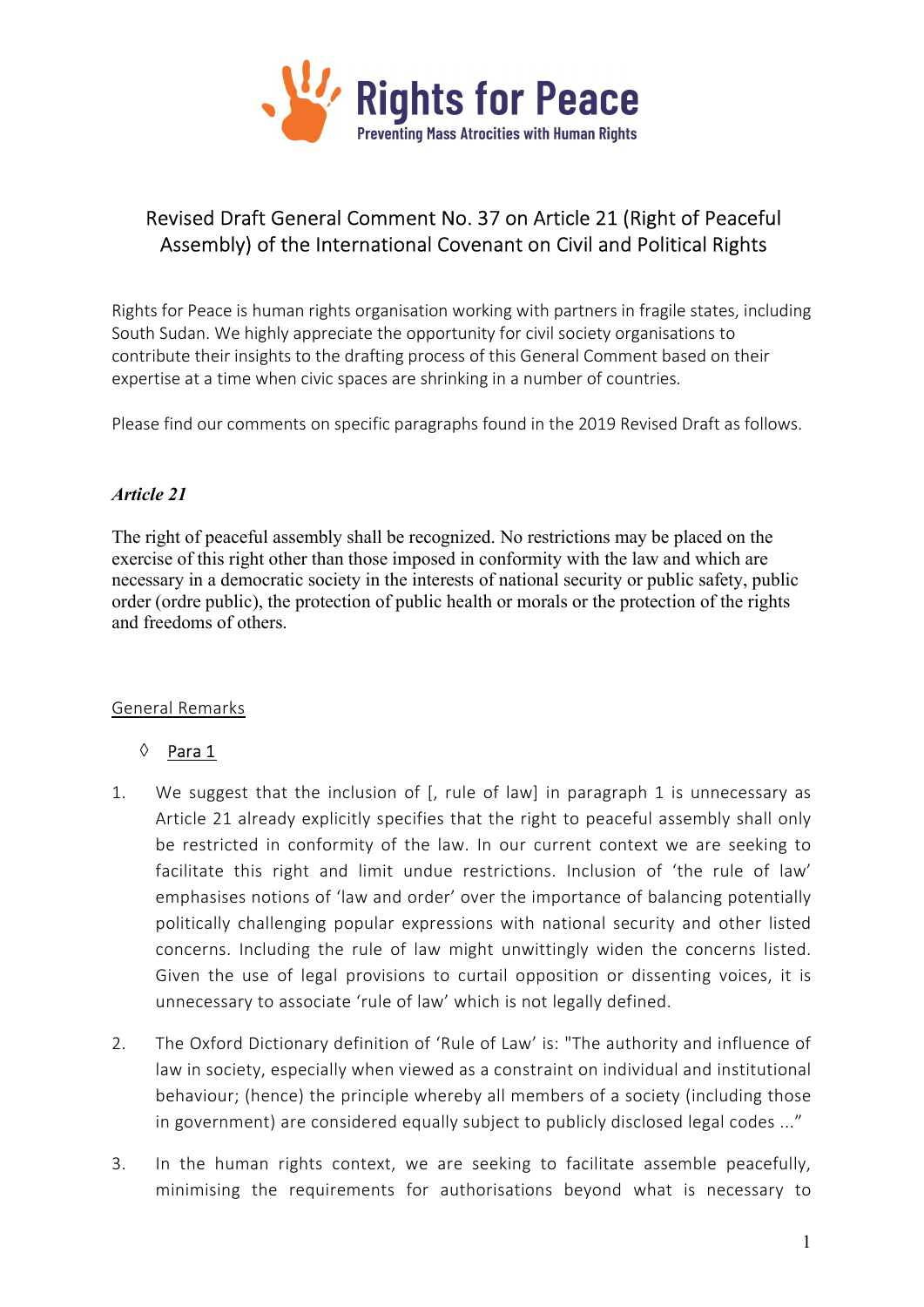**Rights for Peace**
Preventing Mass Atrocities with Human Rights

# Revised Draft General Comment No. 37 on Article 21 (Right of Peaceful Assembly) of the International Covenant on Civil and Political Rights

Rights for Peace is human rights organisation working with partners in fragile states, including South Sudan. We highly appreciate the opportunity for civil society organisations to contribute their insights to the drafting process of this General Comment based on their expertise at a time when civic spaces are shrinking in a number of countries.

Please find our comments on specific paragraphs found in the 2019 Revised Draft as follows.

### *Article 21*

The right of peaceful assembly shall be recognized. No restrictions may be placed on the exercise of this right other than those imposed in conformity with the law and which are necessary in a democratic society in the interests of national security or public safety, public order (ordre public), the protection of public health or morals or the protection of the rights and freedoms of others.

## General Remarks

◊ Para 1

1. We suggest that the inclusion of [, rule of law] in paragraph 1 is unnecessary as Article 21 already explicitly specifies that the right to peaceful assembly shall only be restricted in conformity of the law. In our current context we are seeking to facilitate this right and limit undue restrictions. Inclusion of 'the rule of law' emphasises notions of 'law and order' over the importance of balancing potentially politically challenging popular expressions with national security and other listed concerns. Including the rule of law might unwittingly widen the concerns listed. Given the use of legal provisions to curtail opposition or dissenting voices, it is unnecessary to associate 'rule of law' which is not legally defined.

2. The Oxford Dictionary definition of 'Rule of Law' is: "The authority and influence of law in society, especially when viewed as a constraint on individual and institutional behaviour; (hence) the principle whereby all members of a society (including those in government) are considered equally subject to publicly disclosed legal codes ..."

3. In the human rights context, we are seeking to facilitate assemble peacefully, minimising the requirements for authorisations beyond what is necessary to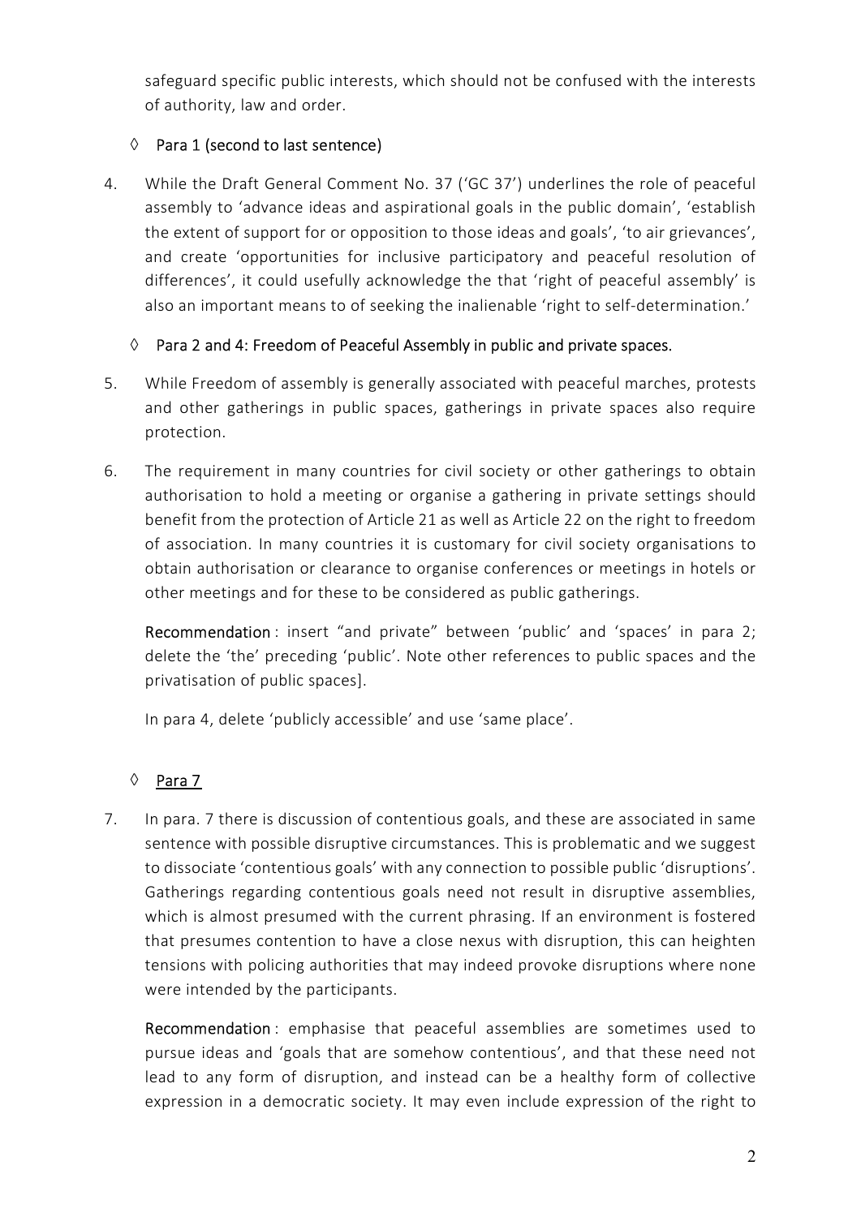safeguard specific public interests, which should not be confused with the interests of authority, law and order.

◊ Para 1 (second to last sentence)

4. While the Draft General Comment No. 37 ('GC 37') underlines the role of peaceful assembly to 'advance ideas and aspirational goals in the public domain', 'establish the extent of support for or opposition to those ideas and goals', 'to air grievances', and create 'opportunities for inclusive participatory and peaceful resolution of differences', it could usefully acknowledge the that 'right of peaceful assembly' is also an important means to of seeking the inalienable 'right to self-determination.'

◊ Para 2 and 4: Freedom of Peaceful Assembly in public and private spaces.

5. While Freedom of assembly is generally associated with peaceful marches, protests and other gatherings in public spaces, gatherings in private spaces also require protection.

6. The requirement in many countries for civil society or other gatherings to obtain authorisation to hold a meeting or organise a gathering in private settings should benefit from the protection of Article 21 as well as Article 22 on the right to freedom of association. In many countries it is customary for civil society organisations to obtain authorisation or clearance to organise conferences or meetings in hotels or other meetings and for these to be considered as public gatherings.

   **Recommendation**: insert "and private" between 'public' and 'spaces' in para 2; delete the 'the' preceding 'public'. Note other references to public spaces and the privatisation of public spaces].

   In para 4, delete 'publicly accessible' and use 'same place'.

◊ Para 7

7. In para. 7 there is discussion of contentious goals, and these are associated in same sentence with possible disruptive circumstances. This is problematic and we suggest to dissociate 'contentious goals' with any connection to possible public 'disruptions'. Gatherings regarding contentious goals need not result in disruptive assemblies, which is almost presumed with the current phrasing. If an environment is fostered that presumes contention to have a close nexus with disruption, this can heighten tensions with policing authorities that may indeed provoke disruptions where none were intended by the participants.

   **Recommendation**: emphasise that peaceful assemblies are sometimes used to pursue ideas and 'goals that are somehow contentious', and that these need not lead to any form of disruption, and instead can be a healthy form of collective expression in a democratic society. It may even include expression of the right to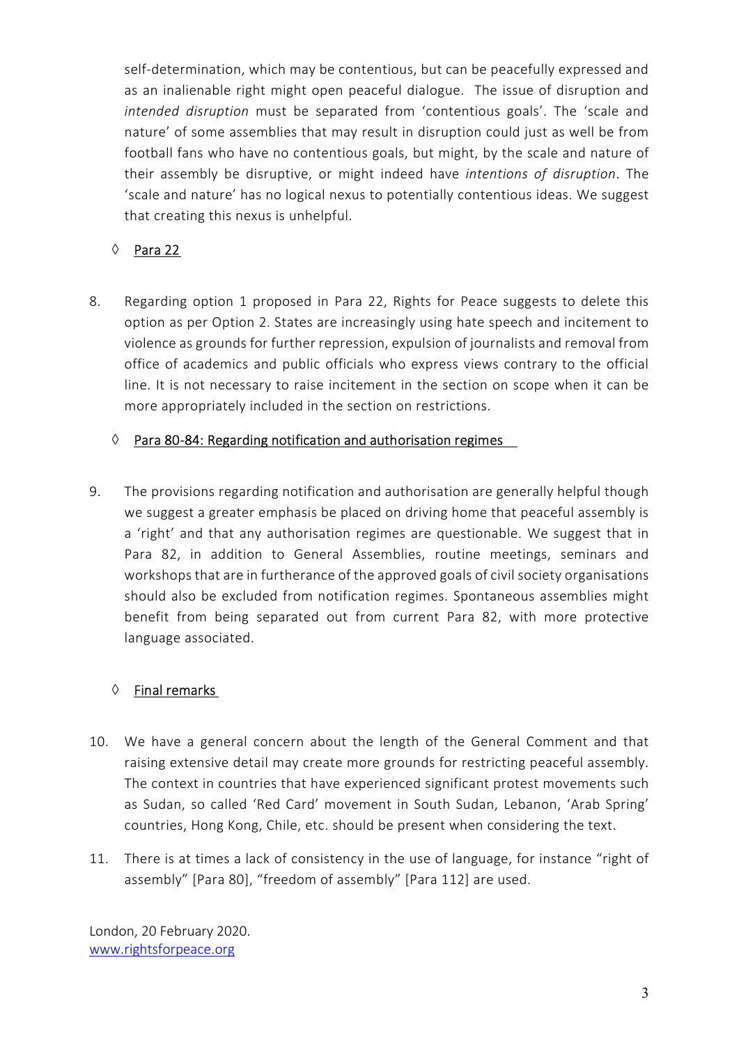self-determination, which may be contentious, but can be peacefully expressed and as an inalienable right might open peaceful dialogue. The issue of disruption and *intended disruption* must be separated from 'contentious goals'. The 'scale and nature' of some assemblies that may result in disruption could just as well be from football fans who have no contentious goals, but might, by the scale and nature of their assembly be disruptive, or might indeed have *intentions of disruption*. The 'scale and nature' has no logical nexus to potentially contentious ideas. We suggest that creating this nexus is unhelpful.

◊ Para 22

8. Regarding option 1 proposed in Para 22, Rights for Peace suggests to delete this option as per Option 2. States are increasingly using hate speech and incitement to violence as grounds for further repression, expulsion of journalists and removal from office of academics and public officials who express views contrary to the official line. It is not necessary to raise incitement in the section on scope when it can be more appropriately included in the section on restrictions.

◊ Para 80-84: Regarding notification and authorisation regimes

9. The provisions regarding notification and authorisation are generally helpful though we suggest a greater emphasis be placed on driving home that peaceful assembly is a 'right' and that any authorisation regimes are questionable. We suggest that in Para 82, in addition to General Assemblies, routine meetings, seminars and workshops that are in furtherance of the approved goals of civil society organisations should also be excluded from notification regimes. Spontaneous assemblies might benefit from being separated out from current Para 82, with more protective language associated.

◊ Final remarks

10. We have a general concern about the length of the General Comment and that raising extensive detail may create more grounds for restricting peaceful assembly. The context in countries that have experienced significant protest movements such as Sudan, so called 'Red Card' movement in South Sudan, Lebanon, 'Arab Spring' countries, Hong Kong, Chile, etc. should be present when considering the text.

11. There is at times a lack of consistency in the use of language, for instance "right of assembly" [Para 80], "freedom of assembly" [Para 112] are used.

London, 20 February 2020.
www.rightsforpeace.org